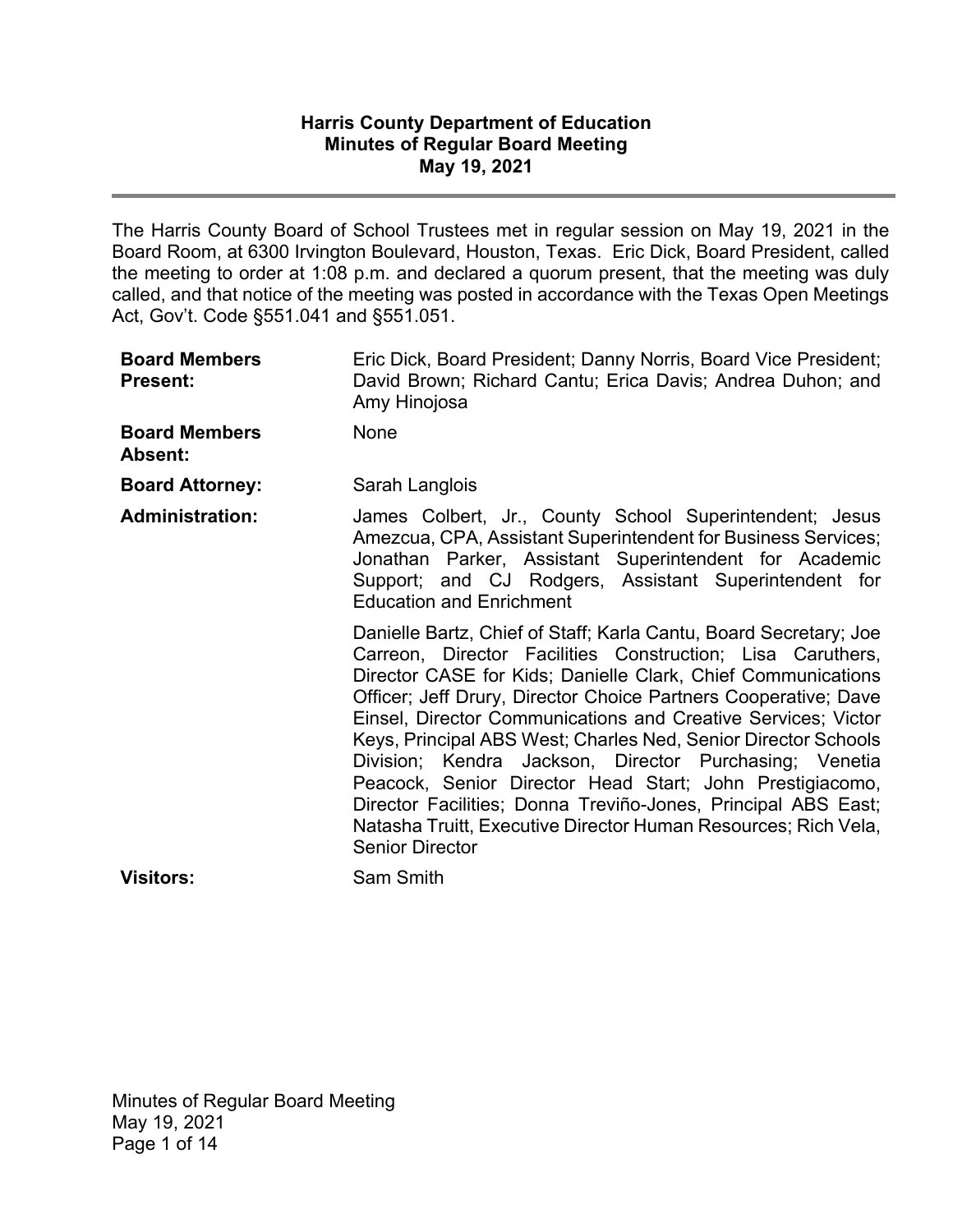# Harris County Department of Education
## Minutes of Regular Board Meeting
## May 19, 2021

---

The Harris County Board of School Trustees met in regular session on May 19, 2021 in the Board Room, at 6300 Irvington Boulevard, Houston, Texas. Eric Dick, Board President, called the meeting to order at 1:08 p.m. and declared a quorum present, that the meeting was duly called, and that notice of the meeting was posted in accordance with the Texas Open Meetings Act, Gov't. Code §551.041 and §551.051.

**Board Members Present:** Eric Dick, Board President; Danny Norris, Board Vice President; David Brown; Richard Cantu; Erica Davis; Andrea Duhon; and Amy Hinojosa

**Board Members Absent:** None

**Board Attorney:** Sarah Langlois

**Administration:** James Colbert, Jr., County School Superintendent; Jesus Amezcua, CPA, Assistant Superintendent for Business Services; Jonathan Parker, Assistant Superintendent for Academic Support; and CJ Rodgers, Assistant Superintendent for Education and Enrichment

Danielle Bartz, Chief of Staff; Karla Cantu, Board Secretary; Joe Carreon, Director Facilities Construction; Lisa Caruthers, Director CASE for Kids; Danielle Clark, Chief Communications Officer; Jeff Drury, Director Choice Partners Cooperative; Dave Einsel, Director Communications and Creative Services; Victor Keys, Principal ABS West; Charles Ned, Senior Director Schools Division; Kendra Jackson, Director Purchasing; Venetia Peacock, Senior Director Head Start; John Prestigiacomo, Director Facilities; Donna Treviño-Jones, Principal ABS East; Natasha Truitt, Executive Director Human Resources; Rich Vela, Senior Director

**Visitors:** Sam Smith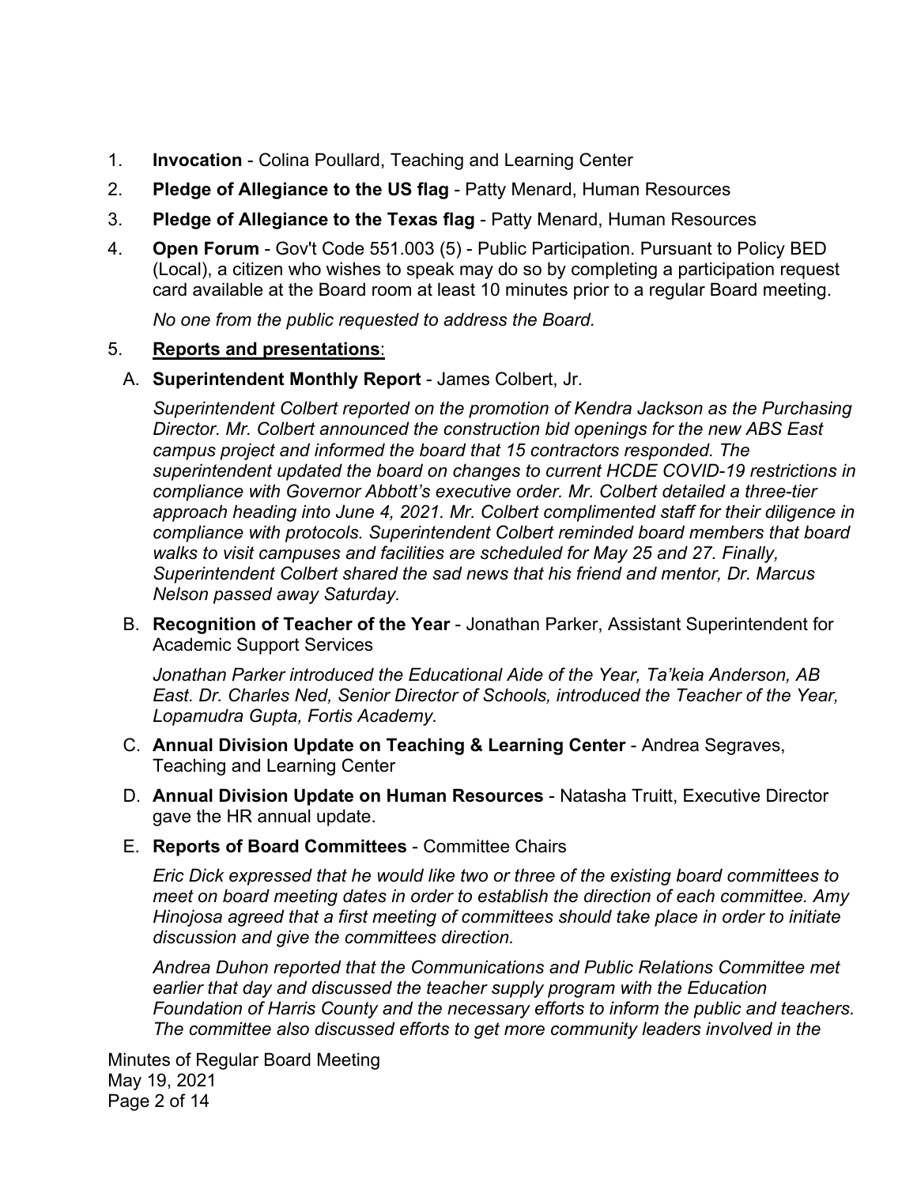1. **Invocation** - Colina Poullard, Teaching and Learning Center
2. **Pledge of Allegiance to the US flag** - Patty Menard, Human Resources
3. **Pledge of Allegiance to the Texas flag** - Patty Menard, Human Resources
4. **Open Forum** - Gov't Code 551.003 (5) - Public Participation. Pursuant to Policy BED (Local), a citizen who wishes to speak may do so by completing a participation request card available at the Board room at least 10 minutes prior to a regular Board meeting.

   *No one from the public requested to address the Board.*

5. **Reports and presentations**:

   A. **Superintendent Monthly Report** - James Colbert, Jr.

   *Superintendent Colbert reported on the promotion of Kendra Jackson as the Purchasing Director. Mr. Colbert announced the construction bid openings for the new ABS East campus project and informed the board that 15 contractors responded. The superintendent updated the board on changes to current HCDE COVID-19 restrictions in compliance with Governor Abbott's executive order. Mr. Colbert detailed a three-tier approach heading into June 4, 2021. Mr. Colbert complimented staff for their diligence in compliance with protocols. Superintendent Colbert reminded board members that board walks to visit campuses and facilities are scheduled for May 25 and 27. Finally, Superintendent Colbert shared the sad news that his friend and mentor, Dr. Marcus Nelson passed away Saturday.*

   B. **Recognition of Teacher of the Year** - Jonathan Parker, Assistant Superintendent for Academic Support Services

   *Jonathan Parker introduced the Educational Aide of the Year, Ta'keia Anderson, AB East. Dr. Charles Ned, Senior Director of Schools, introduced the Teacher of the Year, Lopamudra Gupta, Fortis Academy.*

   C. **Annual Division Update on Teaching & Learning Center** - Andrea Segraves, Teaching and Learning Center

   D. **Annual Division Update on Human Resources** - Natasha Truitt, Executive Director gave the HR annual update.

   E. **Reports of Board Committees** - Committee Chairs

   *Eric Dick expressed that he would like two or three of the existing board committees to meet on board meeting dates in order to establish the direction of each committee. Amy Hinojosa agreed that a first meeting of committees should take place in order to initiate discussion and give the committees direction.*

   *Andrea Duhon reported that the Communications and Public Relations Committee met earlier that day and discussed the teacher supply program with the Education Foundation of Harris County and the necessary efforts to inform the public and teachers. The committee also discussed efforts to get more community leaders involved in the*

Minutes of Regular Board Meeting
May 19, 2021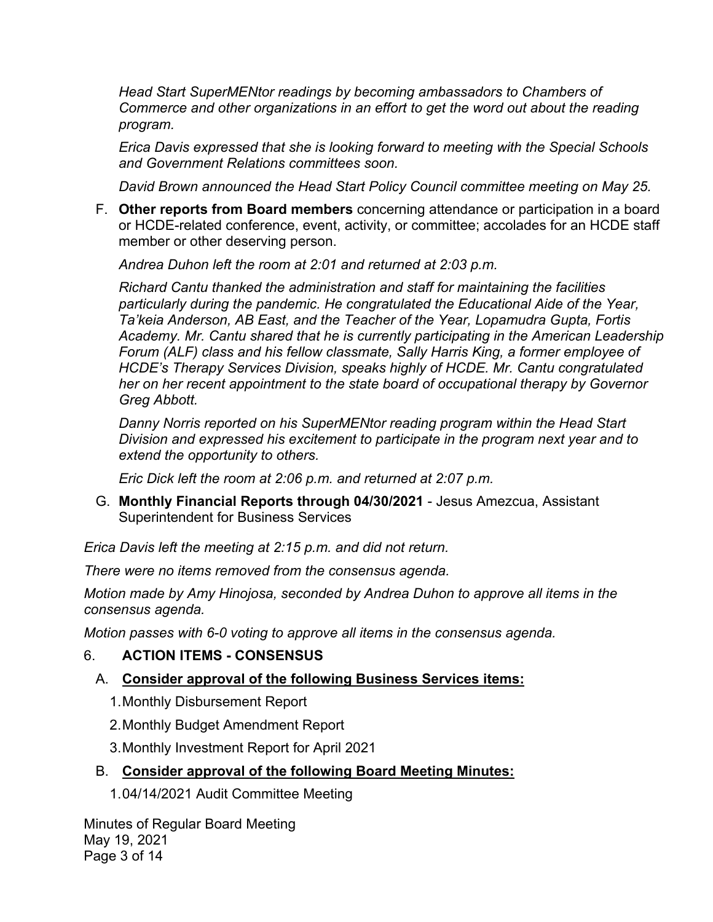*Head Start SuperMENtor readings by becoming ambassadors to Chambers of Commerce and other organizations in an effort to get the word out about the reading program.*

*Erica Davis expressed that she is looking forward to meeting with the Special Schools and Government Relations committees soon.*

*David Brown announced the Head Start Policy Council committee meeting on May 25.*

F. **Other reports from Board members** concerning attendance or participation in a board or HCDE-related conference, event, activity, or committee; accolades for an HCDE staff member or other deserving person.

*Andrea Duhon left the room at 2:01 and returned at 2:03 p.m.*

*Richard Cantu thanked the administration and staff for maintaining the facilities particularly during the pandemic. He congratulated the Educational Aide of the Year, Ta'keia Anderson, AB East, and the Teacher of the Year, Lopamudra Gupta, Fortis Academy. Mr. Cantu shared that he is currently participating in the American Leadership Forum (ALF) class and his fellow classmate, Sally Harris King, a former employee of HCDE's Therapy Services Division, speaks highly of HCDE. Mr. Cantu congratulated her on her recent appointment to the state board of occupational therapy by Governor Greg Abbott.*

*Danny Norris reported on his SuperMENtor reading program within the Head Start Division and expressed his excitement to participate in the program next year and to extend the opportunity to others.*

*Eric Dick left the room at 2:06 p.m. and returned at 2:07 p.m.*

G. **Monthly Financial Reports through 04/30/2021** - Jesus Amezcua, Assistant Superintendent for Business Services

*Erica Davis left the meeting at 2:15 p.m. and did not return.*

*There were no items removed from the consensus agenda.*

*Motion made by Amy Hinojosa, seconded by Andrea Duhon to approve all items in the consensus agenda.*

*Motion passes with 6-0 voting to approve all items in the consensus agenda.*

## 6. ACTION ITEMS - CONSENSUS

A. **Consider approval of the following Business Services items:**

1. Monthly Disbursement Report
2. Monthly Budget Amendment Report
3. Monthly Investment Report for April 2021

B. **Consider approval of the following Board Meeting Minutes:**

1. 04/14/2021 Audit Committee Meeting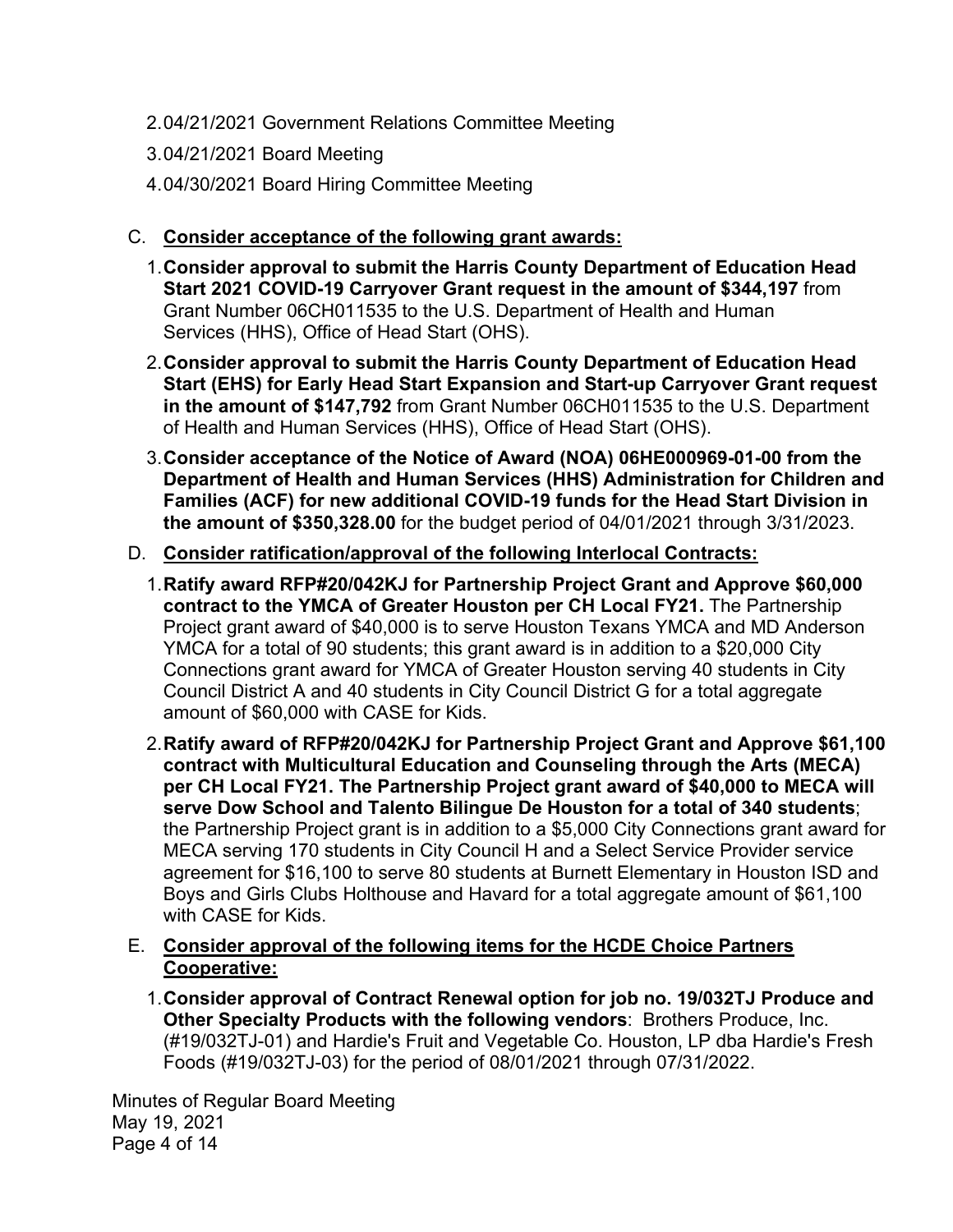2. 04/21/2021 Government Relations Committee Meeting
3. 04/21/2021 Board Meeting
4. 04/30/2021 Board Hiring Committee Meeting

C. **Consider acceptance of the following grant awards:**

1. **Consider approval to submit the Harris County Department of Education Head Start 2021 COVID-19 Carryover Grant request in the amount of $344,197** from Grant Number 06CH011535 to the U.S. Department of Health and Human Services (HHS), Office of Head Start (OHS).
2. **Consider approval to submit the Harris County Department of Education Head Start (EHS) for Early Head Start Expansion and Start-up Carryover Grant request in the amount of $147,792** from Grant Number 06CH011535 to the U.S. Department of Health and Human Services (HHS), Office of Head Start (OHS).
3. **Consider acceptance of the Notice of Award (NOA) 06HE000969-01-00 from the Department of Health and Human Services (HHS) Administration for Children and Families (ACF) for new additional COVID-19 funds for the Head Start Division in the amount of $350,328.00** for the budget period of 04/01/2021 through 3/31/2023.

D. **Consider ratification/approval of the following Interlocal Contracts:**

1. **Ratify award RFP#20/042KJ for Partnership Project Grant and Approve $60,000 contract to the YMCA of Greater Houston per CH Local FY21.** The Partnership Project grant award of $40,000 is to serve Houston Texans YMCA and MD Anderson YMCA for a total of 90 students; this grant award is in addition to a $20,000 City Connections grant award for YMCA of Greater Houston serving 40 students in City Council District A and 40 students in City Council District G for a total aggregate amount of $60,000 with CASE for Kids.
2. **Ratify award of RFP#20/042KJ for Partnership Project Grant and Approve $61,100 contract with Multicultural Education and Counseling through the Arts (MECA) per CH Local FY21. The Partnership Project grant award of $40,000 to MECA will serve Dow School and Talento Bilingue De Houston for a total of 340 students**; the Partnership Project grant is in addition to a $5,000 City Connections grant award for MECA serving 170 students in City Council H and a Select Service Provider service agreement for $16,100 to serve 80 students at Burnett Elementary in Houston ISD and Boys and Girls Clubs Holthouse and Havard for a total aggregate amount of $61,100 with CASE for Kids.

E. **Consider approval of the following items for the HCDE Choice Partners Cooperative:**

1. **Consider approval of Contract Renewal option for job no. 19/032TJ Produce and Other Specialty Products with the following vendors**: Brothers Produce, Inc. (#19/032TJ-01) and Hardie's Fruit and Vegetable Co. Houston, LP dba Hardie's Fresh Foods (#19/032TJ-03) for the period of 08/01/2021 through 07/31/2022.

Minutes of Regular Board Meeting
May 19, 2021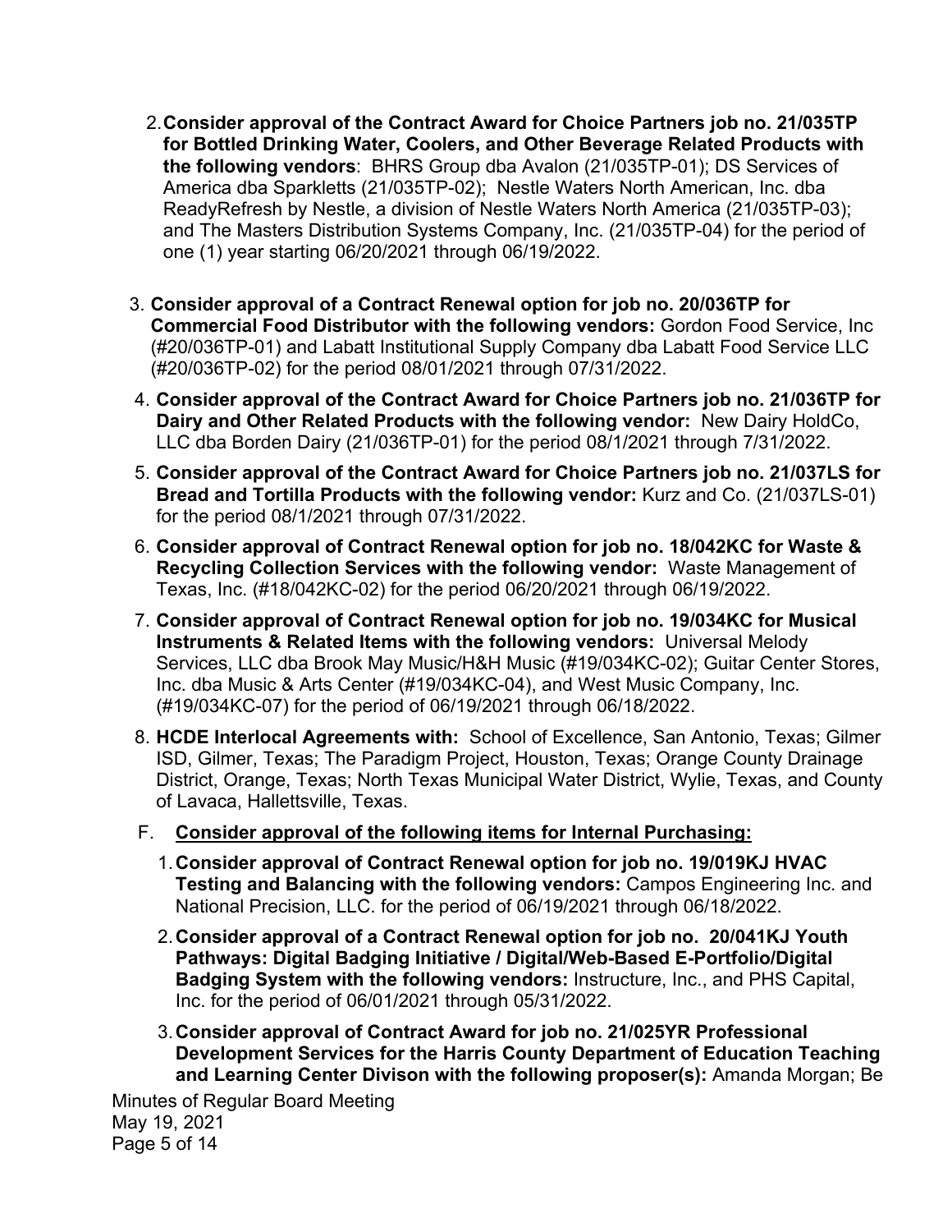2. **Consider approval of the Contract Award for Choice Partners job no. 21/035TP for Bottled Drinking Water, Coolers, and Other Beverage Related Products with the following vendors**: BHRS Group dba Avalon (21/035TP-01); DS Services of America dba Sparkletts (21/035TP-02); Nestle Waters North American, Inc. dba ReadyRefresh by Nestle, a division of Nestle Waters North America (21/035TP-03); and The Masters Distribution Systems Company, Inc. (21/035TP-04) for the period of one (1) year starting 06/20/2021 through 06/19/2022.

3. **Consider approval of a Contract Renewal option for job no. 20/036TP for Commercial Food Distributor with the following vendors:** Gordon Food Service, Inc (#20/036TP-01) and Labatt Institutional Supply Company dba Labatt Food Service LLC (#20/036TP-02) for the period 08/01/2021 through 07/31/2022.

4. **Consider approval of the Contract Award for Choice Partners job no. 21/036TP for Dairy and Other Related Products with the following vendor:** New Dairy HoldCo, LLC dba Borden Dairy (21/036TP-01) for the period 08/1/2021 through 7/31/2022.

5. **Consider approval of the Contract Award for Choice Partners job no. 21/037LS for Bread and Tortilla Products with the following vendor:** Kurz and Co. (21/037LS-01) for the period 08/1/2021 through 07/31/2022.

6. **Consider approval of Contract Renewal option for job no. 18/042KC for Waste & Recycling Collection Services with the following vendor:** Waste Management of Texas, Inc. (#18/042KC-02) for the period 06/20/2021 through 06/19/2022.

7. **Consider approval of Contract Renewal option for job no. 19/034KC for Musical Instruments & Related Items with the following vendors:** Universal Melody Services, LLC dba Brook May Music/H&H Music (#19/034KC-02); Guitar Center Stores, Inc. dba Music & Arts Center (#19/034KC-04), and West Music Company, Inc. (#19/034KC-07) for the period of 06/19/2021 through 06/18/2022.

8. **HCDE Interlocal Agreements with:** School of Excellence, San Antonio, Texas; Gilmer ISD, Gilmer, Texas; The Paradigm Project, Houston, Texas; Orange County Drainage District, Orange, Texas; North Texas Municipal Water District, Wylie, Texas, and County of Lavaca, Hallettsville, Texas.

F. **<u>Consider approval of the following items for Internal Purchasing:</u>**

1. **Consider approval of Contract Renewal option for job no. 19/019KJ HVAC Testing and Balancing with the following vendors:** Campos Engineering Inc. and National Precision, LLC. for the period of 06/19/2021 through 06/18/2022.

2. **Consider approval of a Contract Renewal option for job no. 20/041KJ Youth Pathways: Digital Badging Initiative / Digital/Web-Based E-Portfolio/Digital Badging System with the following vendors:** Instructure, Inc., and PHS Capital, Inc. for the period of 06/01/2021 through 05/31/2022.

3. **Consider approval of Contract Award for job no. 21/025YR Professional Development Services for the Harris County Department of Education Teaching and Learning Center Divison with the following proposer(s):** Amanda Morgan; Be

Minutes of Regular Board Meeting
May 19, 2021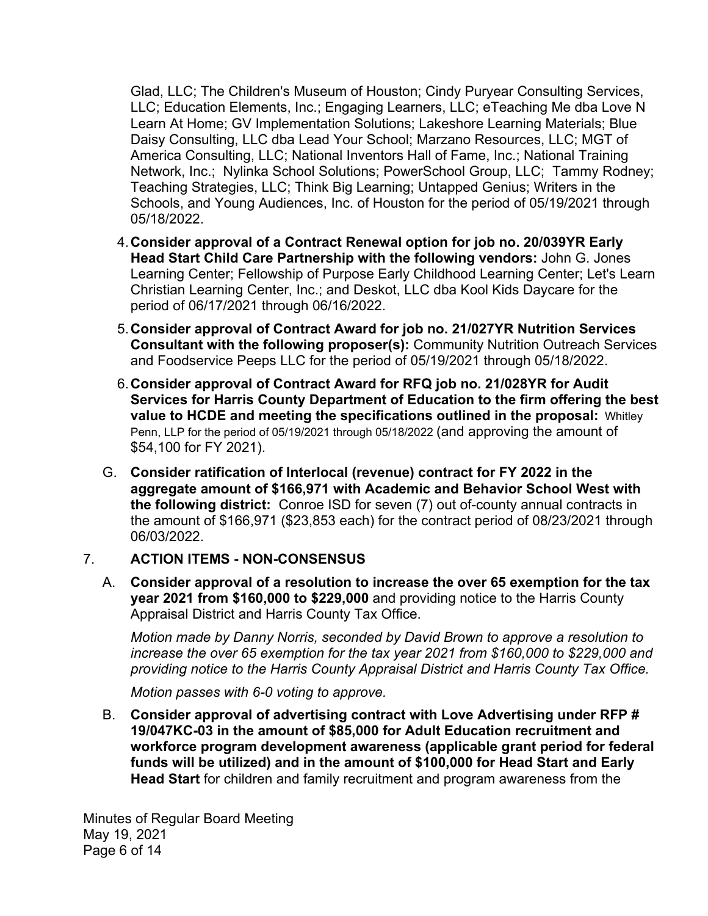Glad, LLC; The Children's Museum of Houston; Cindy Puryear Consulting Services, LLC; Education Elements, Inc.; Engaging Learners, LLC; eTeaching Me dba Love N Learn At Home; GV Implementation Solutions; Lakeshore Learning Materials; Blue Daisy Consulting, LLC dba Lead Your School; Marzano Resources, LLC; MGT of America Consulting, LLC; National Inventors Hall of Fame, Inc.; National Training Network, Inc.; Nylinka School Solutions; PowerSchool Group, LLC; Tammy Rodney; Teaching Strategies, LLC; Think Big Learning; Untapped Genius; Writers in the Schools, and Young Audiences, Inc. of Houston for the period of 05/19/2021 through 05/18/2022.

4. **Consider approval of a Contract Renewal option for job no. 20/039YR Early Head Start Child Care Partnership with the following vendors:** John G. Jones Learning Center; Fellowship of Purpose Early Childhood Learning Center; Let's Learn Christian Learning Center, Inc.; and Deskot, LLC dba Kool Kids Daycare for the period of 06/17/2021 through 06/16/2022.
5. **Consider approval of Contract Award for job no. 21/027YR Nutrition Services Consultant with the following proposer(s):** Community Nutrition Outreach Services and Foodservice Peeps LLC for the period of 05/19/2021 through 05/18/2022.
6. **Consider approval of Contract Award for RFQ job no. 21/028YR for Audit Services for Harris County Department of Education to the firm offering the best value to HCDE and meeting the specifications outlined in the proposal:** Whitley Penn, LLP for the period of 05/19/2021 through 05/18/2022 (and approving the amount of $54,100 for FY 2021).

G. **Consider ratification of Interlocal (revenue) contract for FY 2022 in the aggregate amount of $166,971 with Academic and Behavior School West with the following district:** Conroe ISD for seven (7) out of-county annual contracts in the amount of $166,971 ($23,853 each) for the contract period of 08/23/2021 through 06/03/2022.

7. **ACTION ITEMS - NON-CONSENSUS**

A. **Consider approval of a resolution to increase the over 65 exemption for the tax year 2021 from $160,000 to $229,000** and providing notice to the Harris County Appraisal District and Harris County Tax Office.

*Motion made by Danny Norris, seconded by David Brown to approve a resolution to increase the over 65 exemption for the tax year 2021 from $160,000 to $229,000 and providing notice to the Harris County Appraisal District and Harris County Tax Office.*

*Motion passes with 6-0 voting to approve.*

B. **Consider approval of advertising contract with Love Advertising under RFP # 19/047KC-03 in the amount of $85,000 for Adult Education recruitment and workforce program development awareness (applicable grant period for federal funds will be utilized) and in the amount of $100,000 for Head Start and Early Head Start** for children and family recruitment and program awareness from the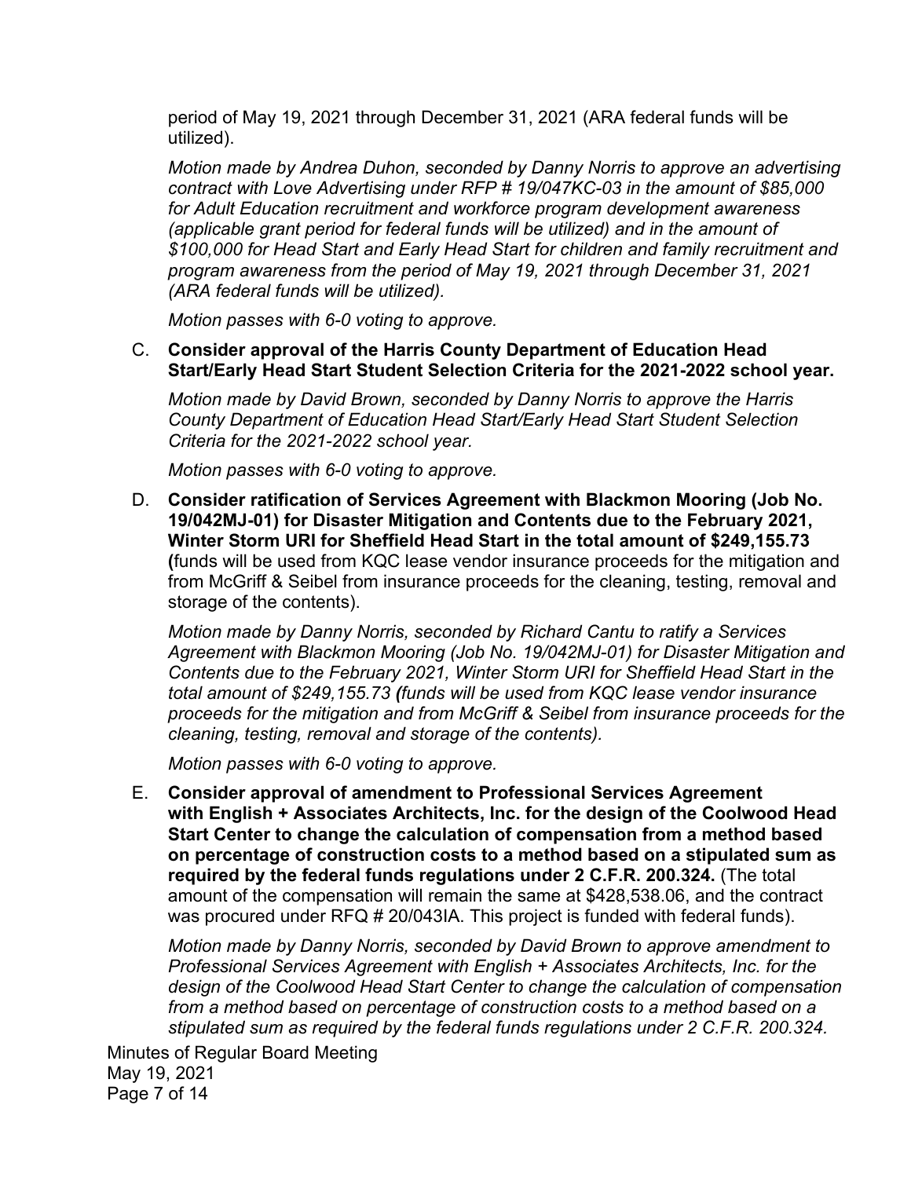period of May 19, 2021 through December 31, 2021 (ARA federal funds will be utilized).

*Motion made by Andrea Duhon, seconded by Danny Norris to approve an advertising contract with Love Advertising under RFP # 19/047KC-03 in the amount of $85,000 for Adult Education recruitment and workforce program development awareness (applicable grant period for federal funds will be utilized) and in the amount of $100,000 for Head Start and Early Head Start for children and family recruitment and program awareness from the period of May 19, 2021 through December 31, 2021 (ARA federal funds will be utilized).*

*Motion passes with 6-0 voting to approve.*

C. **Consider approval of the Harris County Department of Education Head Start/Early Head Start Student Selection Criteria for the 2021-2022 school year.**

*Motion made by David Brown, seconded by Danny Norris to approve the Harris County Department of Education Head Start/Early Head Start Student Selection Criteria for the 2021-2022 school year.*

*Motion passes with 6-0 voting to approve.*

D. **Consider ratification of Services Agreement with Blackmon Mooring (Job No. 19/042MJ-01) for Disaster Mitigation and Contents due to the February 2021, Winter Storm URI for Sheffield Head Start in the total amount of $249,155.73 (**funds will be used from KQC lease vendor insurance proceeds for the mitigation and from McGriff & Seibel from insurance proceeds for the cleaning, testing, removal and storage of the contents).

*Motion made by Danny Norris, seconded by Richard Cantu to ratify a Services Agreement with Blackmon Mooring (Job No. 19/042MJ-01) for Disaster Mitigation and Contents due to the February 2021, Winter Storm URI for Sheffield Head Start in the total amount of $249,155.73 (funds will be used from KQC lease vendor insurance proceeds for the mitigation and from McGriff & Seibel from insurance proceeds for the cleaning, testing, removal and storage of the contents).*

*Motion passes with 6-0 voting to approve.*

E. **Consider approval of amendment to Professional Services Agreement with English + Associates Architects, Inc. for the design of the Coolwood Head Start Center to change the calculation of compensation from a method based on percentage of construction costs to a method based on a stipulated sum as required by the federal funds regulations under 2 C.F.R. 200.324.** (The total amount of the compensation will remain the same at $428,538.06, and the contract was procured under RFQ # 20/043IA. This project is funded with federal funds).

*Motion made by Danny Norris, seconded by David Brown to approve amendment to Professional Services Agreement with English + Associates Architects, Inc. for the design of the Coolwood Head Start Center to change the calculation of compensation from a method based on percentage of construction costs to a method based on a stipulated sum as required by the federal funds regulations under 2 C.F.R. 200.324.*

Minutes of Regular Board Meeting
May 19, 2021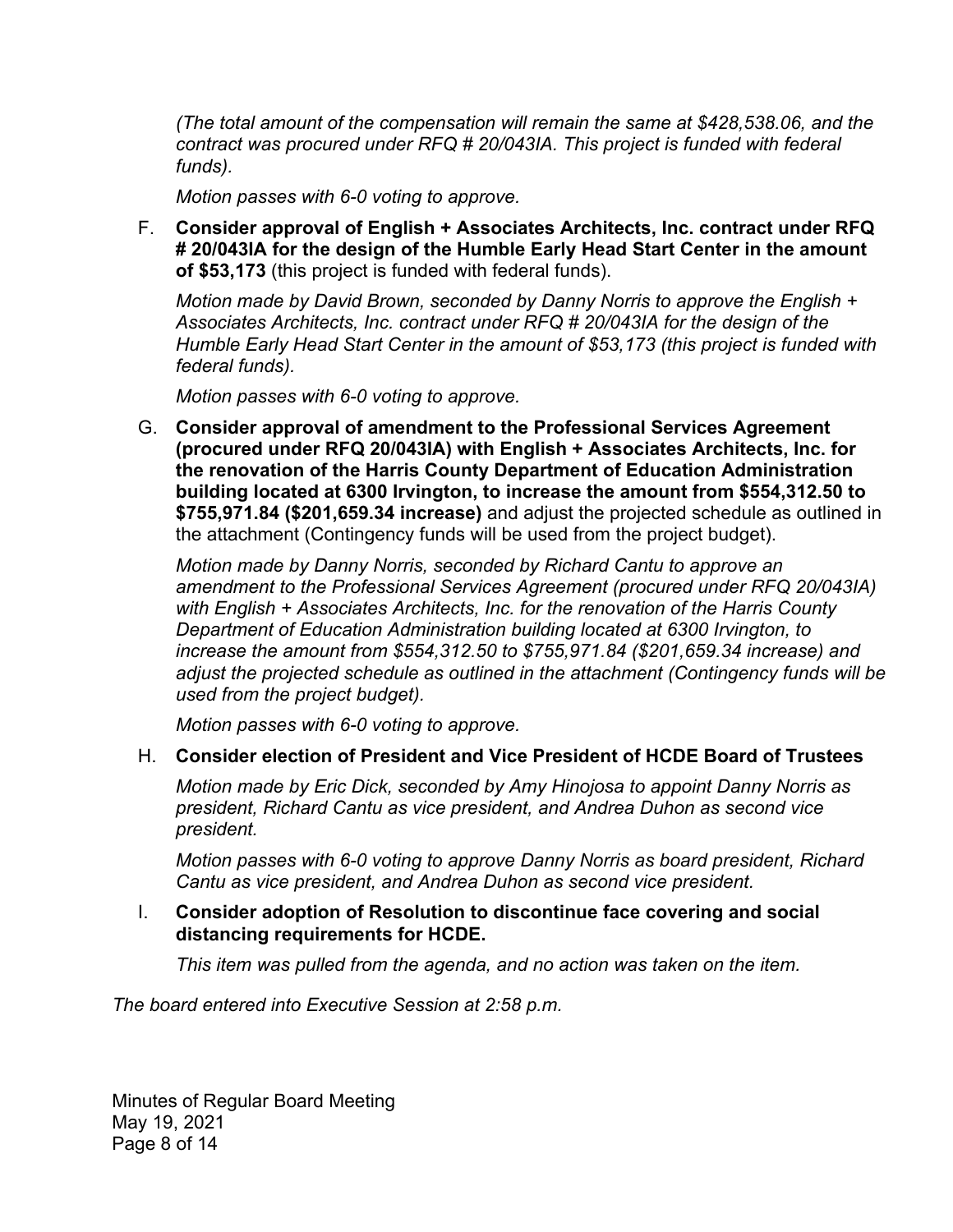*(The total amount of the compensation will remain the same at $428,538.06, and the contract was procured under RFQ # 20/043IA. This project is funded with federal funds).*

*Motion passes with 6-0 voting to approve.*

F. **Consider approval of English + Associates Architects, Inc. contract under RFQ # 20/043IA for the design of the Humble Early Head Start Center in the amount of $53,173** (this project is funded with federal funds).

*Motion made by David Brown, seconded by Danny Norris to approve the English + Associates Architects, Inc. contract under RFQ # 20/043IA for the design of the Humble Early Head Start Center in the amount of $53,173 (this project is funded with federal funds).*

*Motion passes with 6-0 voting to approve.*

G. **Consider approval of amendment to the Professional Services Agreement (procured under RFQ 20/043IA) with English + Associates Architects, Inc. for the renovation of the Harris County Department of Education Administration building located at 6300 Irvington, to increase the amount from $554,312.50 to $755,971.84 ($201,659.34 increase)** and adjust the projected schedule as outlined in the attachment (Contingency funds will be used from the project budget).

*Motion made by Danny Norris, seconded by Richard Cantu to approve an amendment to the Professional Services Agreement (procured under RFQ 20/043IA) with English + Associates Architects, Inc. for the renovation of the Harris County Department of Education Administration building located at 6300 Irvington, to increase the amount from $554,312.50 to $755,971.84 ($201,659.34 increase) and adjust the projected schedule as outlined in the attachment (Contingency funds will be used from the project budget).*

*Motion passes with 6-0 voting to approve.*

H. **Consider election of President and Vice President of HCDE Board of Trustees**

*Motion made by Eric Dick, seconded by Amy Hinojosa to appoint Danny Norris as president, Richard Cantu as vice president, and Andrea Duhon as second vice president.*

*Motion passes with 6-0 voting to approve Danny Norris as board president, Richard Cantu as vice president, and Andrea Duhon as second vice president.*

I. **Consider adoption of Resolution to discontinue face covering and social distancing requirements for HCDE.**

*This item was pulled from the agenda, and no action was taken on the item.*

*The board entered into Executive Session at 2:58 p.m.*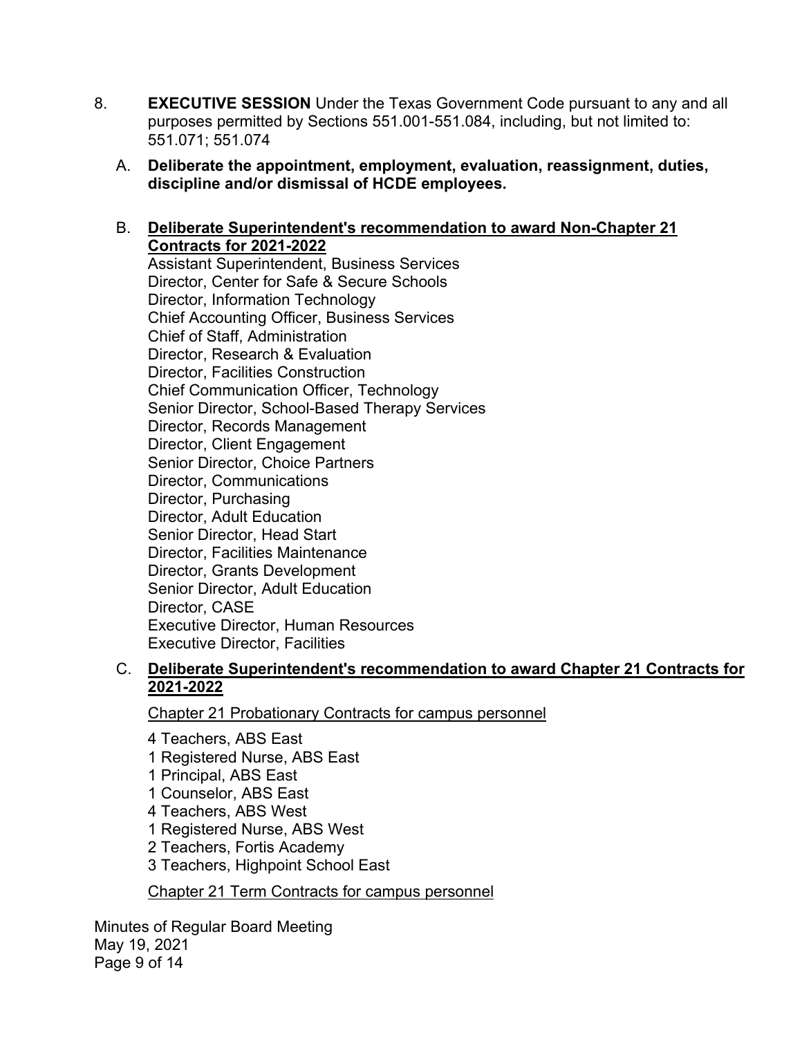8. **EXECUTIVE SESSION** Under the Texas Government Code pursuant to any and all purposes permitted by Sections 551.001-551.084, including, but not limited to: 551.071; 551.074

   A. **Deliberate the appointment, employment, evaluation, reassignment, duties, discipline and/or dismissal of HCDE employees.**

   B. **<u>Deliberate Superintendent's recommendation to award Non-Chapter 21 Contracts for 2021-2022</u>**
   Assistant Superintendent, Business Services
   Director, Center for Safe & Secure Schools
   Director, Information Technology
   Chief Accounting Officer, Business Services
   Chief of Staff, Administration
   Director, Research & Evaluation
   Director, Facilities Construction
   Chief Communication Officer, Technology
   Senior Director, School-Based Therapy Services
   Director, Records Management
   Director, Client Engagement
   Senior Director, Choice Partners
   Director, Communications
   Director, Purchasing
   Director, Adult Education
   Senior Director, Head Start
   Director, Facilities Maintenance
   Director, Grants Development
   Senior Director, Adult Education
   Director, CASE
   Executive Director, Human Resources
   Executive Director, Facilities

   C. **<u>Deliberate Superintendent's recommendation to award Chapter 21 Contracts for 2021-2022</u>**

   <u>Chapter 21 Probationary Contracts for campus personnel</u>

   4 Teachers, ABS East
   1 Registered Nurse, ABS East
   1 Principal, ABS East
   1 Counselor, ABS East
   4 Teachers, ABS West
   1 Registered Nurse, ABS West
   2 Teachers, Fortis Academy
   3 Teachers, Highpoint School East

   <u>Chapter 21 Term Contracts for campus personnel</u>

Minutes of Regular Board Meeting
May 19, 2021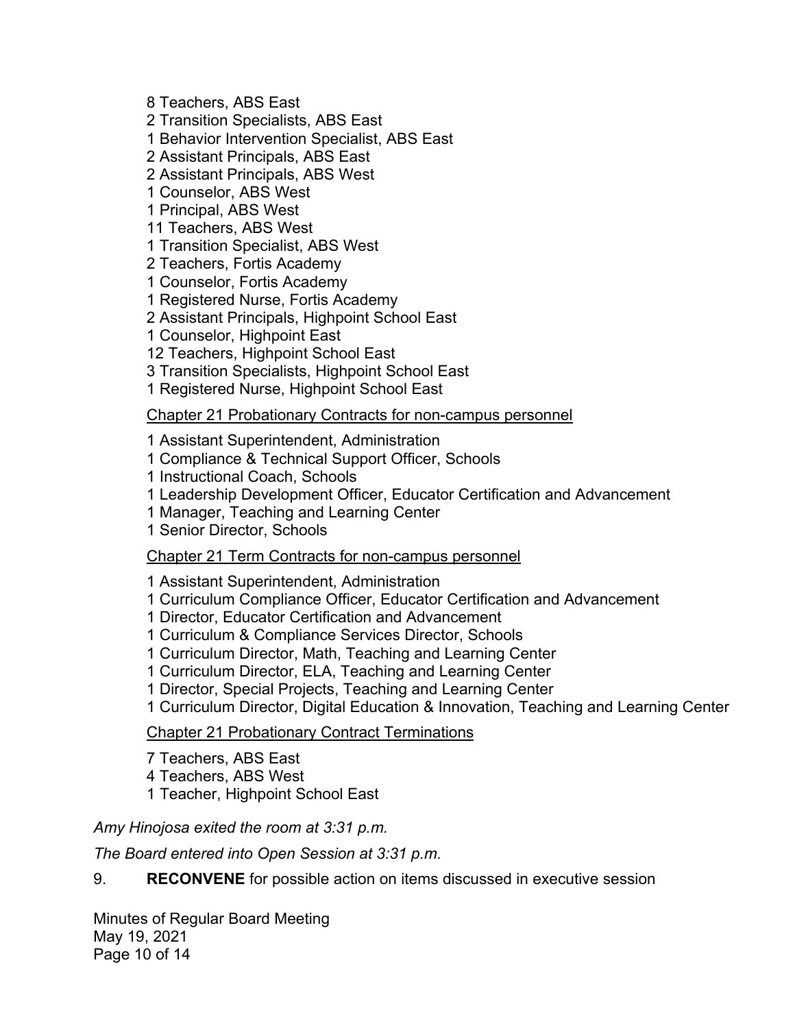8 Teachers, ABS East
2 Transition Specialists, ABS East
1 Behavior Intervention Specialist, ABS East
2 Assistant Principals, ABS East
2 Assistant Principals, ABS West
1 Counselor, ABS West
1 Principal, ABS West
11 Teachers, ABS West
1 Transition Specialist, ABS West
2 Teachers, Fortis Academy
1 Counselor, Fortis Academy
1 Registered Nurse, Fortis Academy
2 Assistant Principals, Highpoint School East
1 Counselor, Highpoint East
12 Teachers, Highpoint School East
3 Transition Specialists, Highpoint School East
1 Registered Nurse, Highpoint School East

<u>Chapter 21 Probationary Contracts for non-campus personnel</u>

1 Assistant Superintendent, Administration
1 Compliance & Technical Support Officer, Schools
1 Instructional Coach, Schools
1 Leadership Development Officer, Educator Certification and Advancement
1 Manager, Teaching and Learning Center
1 Senior Director, Schools

<u>Chapter 21 Term Contracts for non-campus personnel</u>

1 Assistant Superintendent, Administration
1 Curriculum Compliance Officer, Educator Certification and Advancement
1 Director, Educator Certification and Advancement
1 Curriculum & Compliance Services Director, Schools
1 Curriculum Director, Math, Teaching and Learning Center
1 Curriculum Director, ELA, Teaching and Learning Center
1 Director, Special Projects, Teaching and Learning Center
1 Curriculum Director, Digital Education & Innovation, Teaching and Learning Center

<u>Chapter 21 Probationary Contract Terminations</u>

7 Teachers, ABS East
4 Teachers, ABS West
1 Teacher, Highpoint School East

*Amy Hinojosa exited the room at 3:31 p.m.*

*The Board entered into Open Session at 3:31 p.m.*

9. **RECONVENE** for possible action on items discussed in executive session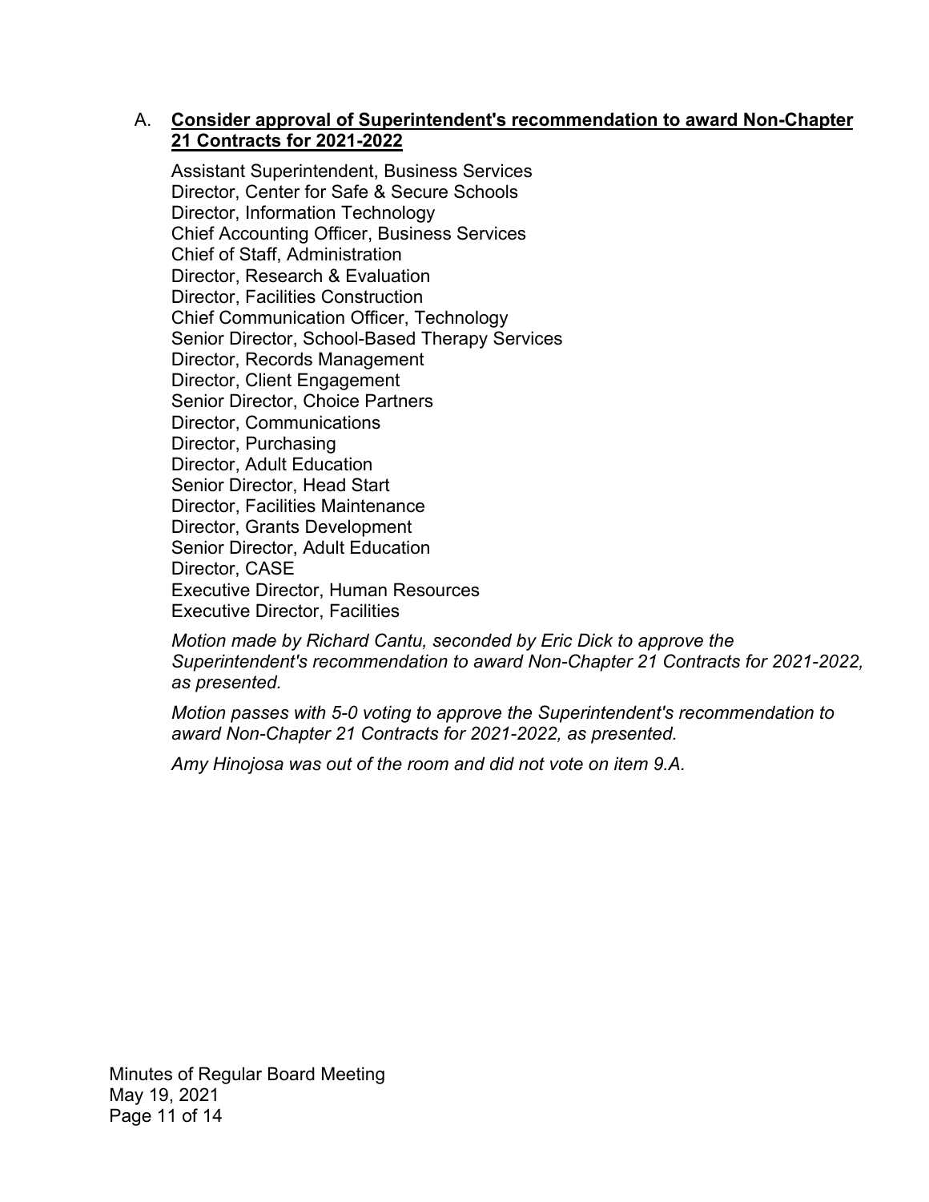A. **<u>Consider approval of Superintendent's recommendation to award Non-Chapter 21 Contracts for 2021-2022</u>**

Assistant Superintendent, Business Services
Director, Center for Safe & Secure Schools
Director, Information Technology
Chief Accounting Officer, Business Services
Chief of Staff, Administration
Director, Research & Evaluation
Director, Facilities Construction
Chief Communication Officer, Technology
Senior Director, School-Based Therapy Services
Director, Records Management
Director, Client Engagement
Senior Director, Choice Partners
Director, Communications
Director, Purchasing
Director, Adult Education
Senior Director, Head Start
Director, Facilities Maintenance
Director, Grants Development
Senior Director, Adult Education
Director, CASE
Executive Director, Human Resources
Executive Director, Facilities

*Motion made by Richard Cantu, seconded by Eric Dick to approve the Superintendent's recommendation to award Non-Chapter 21 Contracts for 2021-2022, as presented.*

*Motion passes with 5-0 voting to approve the Superintendent's recommendation to award Non-Chapter 21 Contracts for 2021-2022, as presented.*

*Amy Hinojosa was out of the room and did not vote on item 9.A.*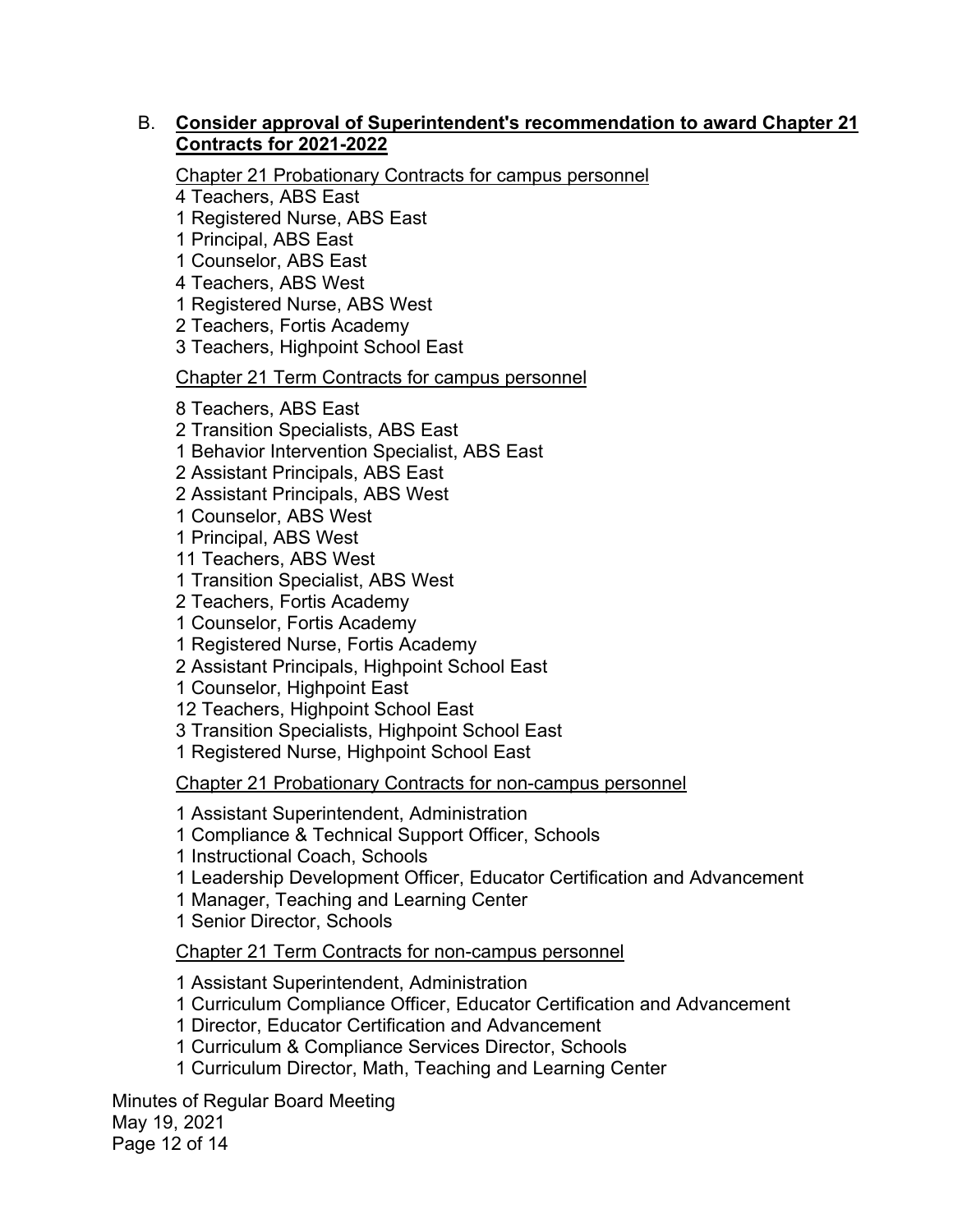B. **Consider approval of Superintendent's recommendation to award Chapter 21 Contracts for 2021-2022**

Chapter 21 Probationary Contracts for campus personnel

4 Teachers, ABS East
1 Registered Nurse, ABS East
1 Principal, ABS East
1 Counselor, ABS East
4 Teachers, ABS West
1 Registered Nurse, ABS West
2 Teachers, Fortis Academy
3 Teachers, Highpoint School East

Chapter 21 Term Contracts for campus personnel

8 Teachers, ABS East
2 Transition Specialists, ABS East
1 Behavior Intervention Specialist, ABS East
2 Assistant Principals, ABS East
2 Assistant Principals, ABS West
1 Counselor, ABS West
1 Principal, ABS West
11 Teachers, ABS West
1 Transition Specialist, ABS West
2 Teachers, Fortis Academy
1 Counselor, Fortis Academy
1 Registered Nurse, Fortis Academy
2 Assistant Principals, Highpoint School East
1 Counselor, Highpoint East
12 Teachers, Highpoint School East
3 Transition Specialists, Highpoint School East
1 Registered Nurse, Highpoint School East

Chapter 21 Probationary Contracts for non-campus personnel

1 Assistant Superintendent, Administration
1 Compliance & Technical Support Officer, Schools
1 Instructional Coach, Schools
1 Leadership Development Officer, Educator Certification and Advancement
1 Manager, Teaching and Learning Center
1 Senior Director, Schools

Chapter 21 Term Contracts for non-campus personnel

1 Assistant Superintendent, Administration
1 Curriculum Compliance Officer, Educator Certification and Advancement
1 Director, Educator Certification and Advancement
1 Curriculum & Compliance Services Director, Schools
1 Curriculum Director, Math, Teaching and Learning Center

Minutes of Regular Board Meeting
May 19, 2021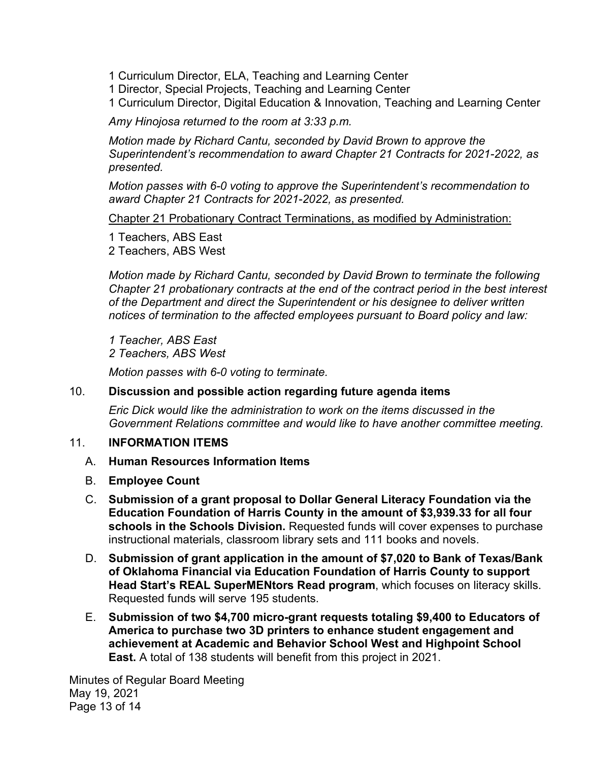1 Curriculum Director, ELA, Teaching and Learning Center
1 Director, Special Projects, Teaching and Learning Center
1 Curriculum Director, Digital Education & Innovation, Teaching and Learning Center

*Amy Hinojosa returned to the room at 3:33 p.m.*

*Motion made by Richard Cantu, seconded by David Brown to approve the Superintendent's recommendation to award Chapter 21 Contracts for 2021-2022, as presented.*

*Motion passes with 6-0 voting to approve the Superintendent's recommendation to award Chapter 21 Contracts for 2021-2022, as presented.*

<u>Chapter 21 Probationary Contract Terminations, as modified by Administration:</u>

1 Teachers, ABS East
2 Teachers, ABS West

*Motion made by Richard Cantu, seconded by David Brown to terminate the following Chapter 21 probationary contracts at the end of the contract period in the best interest of the Department and direct the Superintendent or his designee to deliver written notices of termination to the affected employees pursuant to Board policy and law:*

*1 Teacher, ABS East*
*2 Teachers, ABS West*

*Motion passes with 6-0 voting to terminate.*

10. **Discussion and possible action regarding future agenda items**

    *Eric Dick would like the administration to work on the items discussed in the Government Relations committee and would like to have another committee meeting.*

11. **INFORMATION ITEMS**

    A. **Human Resources Information Items**

    B. **Employee Count**

    C. **Submission of a grant proposal to Dollar General Literacy Foundation via the Education Foundation of Harris County in the amount of $3,939.33 for all four schools in the Schools Division.** Requested funds will cover expenses to purchase instructional materials, classroom library sets and 111 books and novels.

    D. **Submission of grant application in the amount of $7,020 to Bank of Texas/Bank of Oklahoma Financial via Education Foundation of Harris County to support Head Start's REAL SuperMENtors Read program**, which focuses on literacy skills. Requested funds will serve 195 students.

    E. **Submission of two $4,700 micro-grant requests totaling $9,400 to Educators of America to purchase two 3D printers to enhance student engagement and achievement at Academic and Behavior School West and Highpoint School East.** A total of 138 students will benefit from this project in 2021.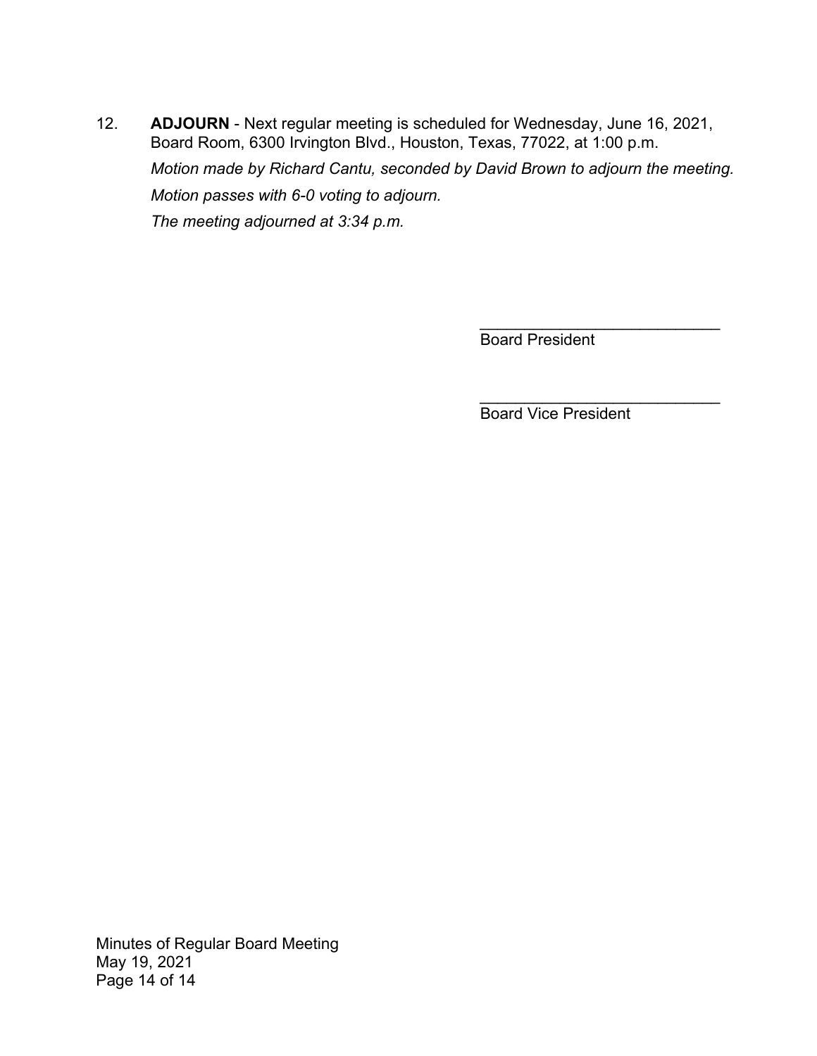12. **ADJOURN** - Next regular meeting is scheduled for Wednesday, June 16, 2021, Board Room, 6300 Irvington Blvd., Houston, Texas, 77022, at 1:00 p.m.

    *Motion made by Richard Cantu, seconded by David Brown to adjourn the meeting.*

    *Motion passes with 6-0 voting to adjourn.*

    *The meeting adjourned at 3:34 p.m.*

\_\_\_\_\_\_\_\_\_\_\_\_\_\_\_\_\_\_\_\_\_\_\_\_\_\_\_\_

Board President

\_\_\_\_\_\_\_\_\_\_\_\_\_\_\_\_\_\_\_\_\_\_\_\_\_\_\_\_

Board Vice President